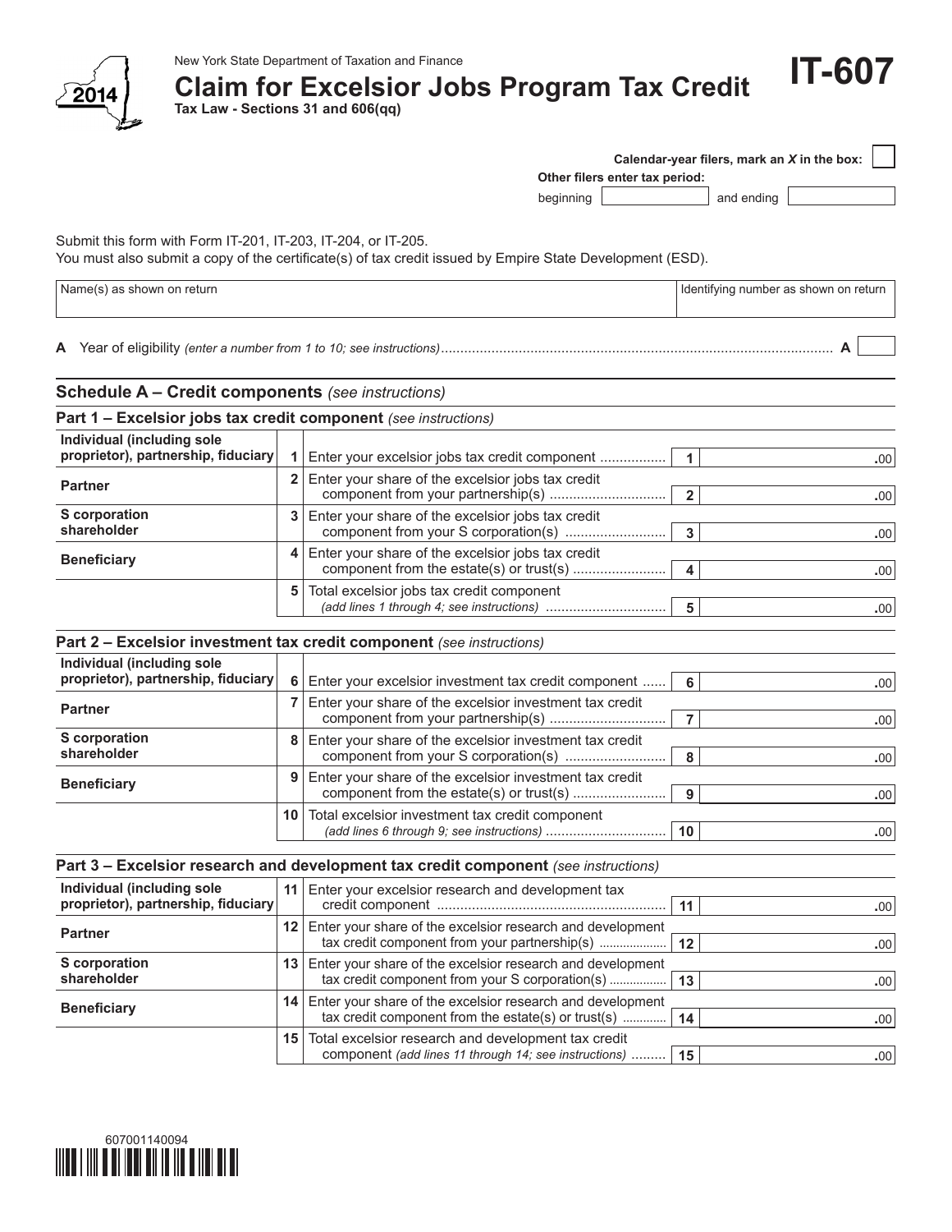New York State Department of Taxation and Finance

# Claim for Excelsior Jobs Program Tax Credit

**IT-607**

**Tax Law - Sections 31 and 606(qq)**

2014

**Calendar-year filers, mark an *X* in the box:** ☐

**Other filers enter tax period:**

beginning __________ and ending __________

Submit this form with Form IT-201, IT-203, IT-204, or IT-205.
You must also submit a copy of the certificate(s) of tax credit issued by Empire State Development (ESD).

| Name(s) as shown on return | Identifying number as shown on return |
|---|---|
| | |

**A** Year of eligibility *(enter a number from 1 to 10; see instructions)* .................................................. **A** ____

## Schedule A – Credit components *(see instructions)*

### Part 1 – Excelsior jobs tax credit component *(see instructions)*

| | | | | |
|---|---|---|---|---|
| **Individual (including sole proprietor), partnership, fiduciary** | **1** | Enter your excelsior jobs tax credit component ................. | **1** | .00 |
| **Partner** | **2** | Enter your share of the excelsior jobs tax credit component from your partnership(s) .............................. | **2** | .00 |
| **S corporation shareholder** | **3** | Enter your share of the excelsior jobs tax credit component from your S corporation(s) .......................... | **3** | .00 |
| **Beneficiary** | **4** | Enter your share of the excelsior jobs tax credit component from the estate(s) or trust(s) ........................ | **4** | .00 |
| | **5** | Total excelsior jobs tax credit component *(add lines 1 through 4; see instructions)* ............................... | **5** | .00 |

### Part 2 – Excelsior investment tax credit component *(see instructions)*

| | | | | |
|---|---|---|---|---|
| **Individual (including sole proprietor), partnership, fiduciary** | **6** | Enter your excelsior investment tax credit component ...... | **6** | .00 |
| **Partner** | **7** | Enter your share of the excelsior investment tax credit component from your partnership(s) .............................. | **7** | .00 |
| **S corporation shareholder** | **8** | Enter your share of the excelsior investment tax credit component from your S corporation(s) .......................... | **8** | .00 |
| **Beneficiary** | **9** | Enter your share of the excelsior investment tax credit component from the estate(s) or trust(s) ........................ | **9** | .00 |
| | **10** | Total excelsior investment tax credit component *(add lines 6 through 9; see instructions)* ............................... | **10** | .00 |

### Part 3 – Excelsior research and development tax credit component *(see instructions)*

| | | | | |
|---|---|---|---|---|
| **Individual (including sole proprietor), partnership, fiduciary** | **11** | Enter your excelsior research and development tax credit component ........................................................... | **11** | .00 |
| **Partner** | **12** | Enter your share of the excelsior research and development tax credit component from your partnership(s) .................... | **12** | .00 |
| **S corporation shareholder** | **13** | Enter your share of the excelsior research and development tax credit component from your S corporation(s) ................. | **13** | .00 |
| **Beneficiary** | **14** | Enter your share of the excelsior research and development tax credit component from the estate(s) or trust(s) ............ | **14** | .00 |
| | **15** | Total excelsior research and development tax credit component *(add lines 11 through 14; see instructions)* ......... | **15** | .00 |

607001140094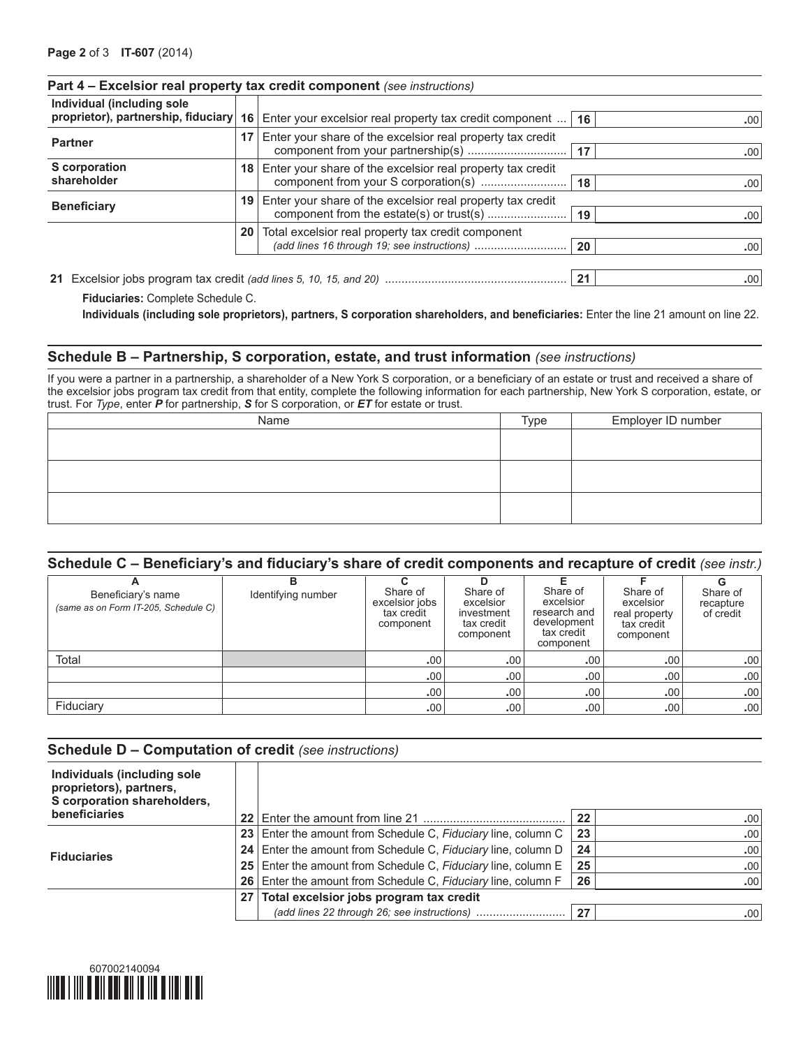## Part 4 – Excelsior real property tax credit component *(see instructions)*

| | | | | |
|---|---|---|---|---|
| **Individual (including sole proprietor), partnership, fiduciary** | **16** | Enter your excelsior real property tax credit component ... | **16** | .00 |
| **Partner** | **17** | Enter your share of the excelsior real property tax credit component from your partnership(s) .............................. | **17** | .00 |
| **S corporation shareholder** | **18** | Enter your share of the excelsior real property tax credit component from your S corporation(s) .......................... | **18** | .00 |
| **Beneficiary** | **19** | Enter your share of the excelsior real property tax credit component from the estate(s) or trust(s) ........................ | **19** | .00 |
| | **20** | Total excelsior real property tax credit component *(add lines 16 through 19; see instructions)* ............................ | **20** | .00 |

**21** Excelsior jobs program tax credit *(add lines 5, 10, 15, and 20)* ...................................................... **21** .00

**Fiduciaries:** Complete Schedule C.

**Individuals (including sole proprietors), partners, S corporation shareholders, and beneficiaries:** Enter the line 21 amount on line 22.

## Schedule B – Partnership, S corporation, estate, and trust information *(see instructions)*

If you were a partner in a partnership, a shareholder of a New York S corporation, or a beneficiary of an estate or trust and received a share of the excelsior jobs program tax credit from that entity, complete the following information for each partnership, New York S corporation, estate, or trust. For *Type*, enter ***P*** for partnership, ***S*** for S corporation, or ***ET*** for estate or trust.

| Name | Type | Employer ID number |
|---|---|---|
| | | |
| | | |
| | | |

## Schedule C – Beneficiary's and fiduciary's share of credit components and recapture of credit *(see instr.)*

| A<br>Beneficiary's name *(same as on Form IT-205, Schedule C)* | B<br>Identifying number | C<br>Share of excelsior jobs tax credit component | D<br>Share of excelsior investment tax credit component | E<br>Share of excelsior research and development tax credit component | F<br>Share of excelsior real property tax credit component | G<br>Share of recapture of credit |
|---|---|---|---|---|---|---|
| Total | | .00 | .00 | .00 | .00 | .00 |
| | | .00 | .00 | .00 | .00 | .00 |
| | | .00 | .00 | .00 | .00 | .00 |
| Fiduciary | | .00 | .00 | .00 | .00 | .00 |

## Schedule D – Computation of credit *(see instructions)*

| | | | | |
|---|---|---|---|---|
| **Individuals (including sole proprietors), partners, S corporation shareholders, beneficiaries** | **22** | Enter the amount from line 21 .......................................... | **22** | .00 |
| **Fiduciaries** | **23** | Enter the amount from Schedule C, *Fiduciary* line, column C | **23** | .00 |
| | **24** | Enter the amount from Schedule C, *Fiduciary* line, column D | **24** | .00 |
| | **25** | Enter the amount from Schedule C, *Fiduciary* line, column E | **25** | .00 |
| | **26** | Enter the amount from Schedule C, *Fiduciary* line, column F | **26** | .00 |
| | **27** | **Total excelsior jobs program tax credit** *(add lines 22 through 26; see instructions)* .......................... | **27** | .00 |

607002140094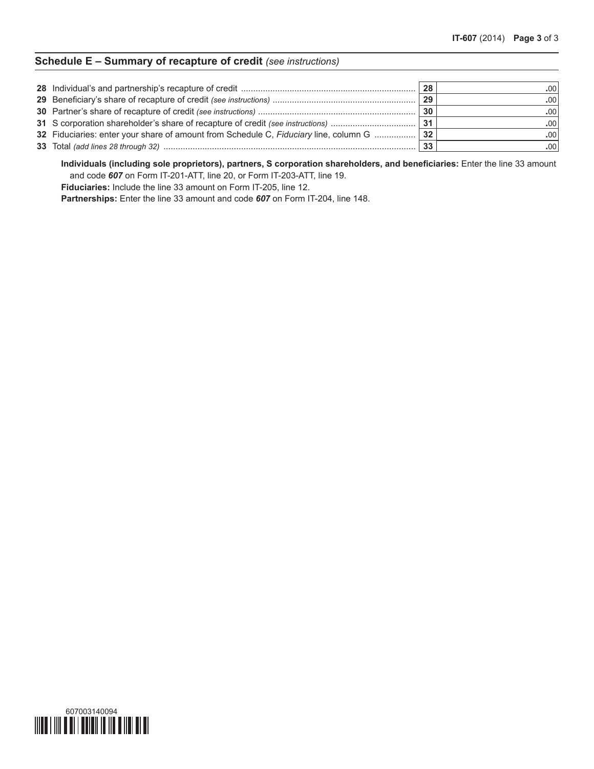## Schedule E – Summary of recapture of credit *(see instructions)*

| | | |
|---|---|---|
| **28** Individual's and partnership's recapture of credit | **28** | .00 |
| **29** Beneficiary's share of recapture of credit *(see instructions)* | **29** | .00 |
| **30** Partner's share of recapture of credit *(see instructions)* | **30** | .00 |
| **31** S corporation shareholder's share of recapture of credit *(see instructions)* | **31** | .00 |
| **32** Fiduciaries: enter your share of amount from Schedule C, *Fiduciary* line, column G | **32** | .00 |
| **33** Total *(add lines 28 through 32)* | **33** | .00 |

**Individuals (including sole proprietors), partners, S corporation shareholders, and beneficiaries:** Enter the line 33 amount and code ***607*** on Form IT-201-ATT, line 20, or Form IT-203-ATT, line 19.

**Fiduciaries:** Include the line 33 amount on Form IT-205, line 12.

**Partnerships:** Enter the line 33 amount and code ***607*** on Form IT-204, line 148.

607003140094